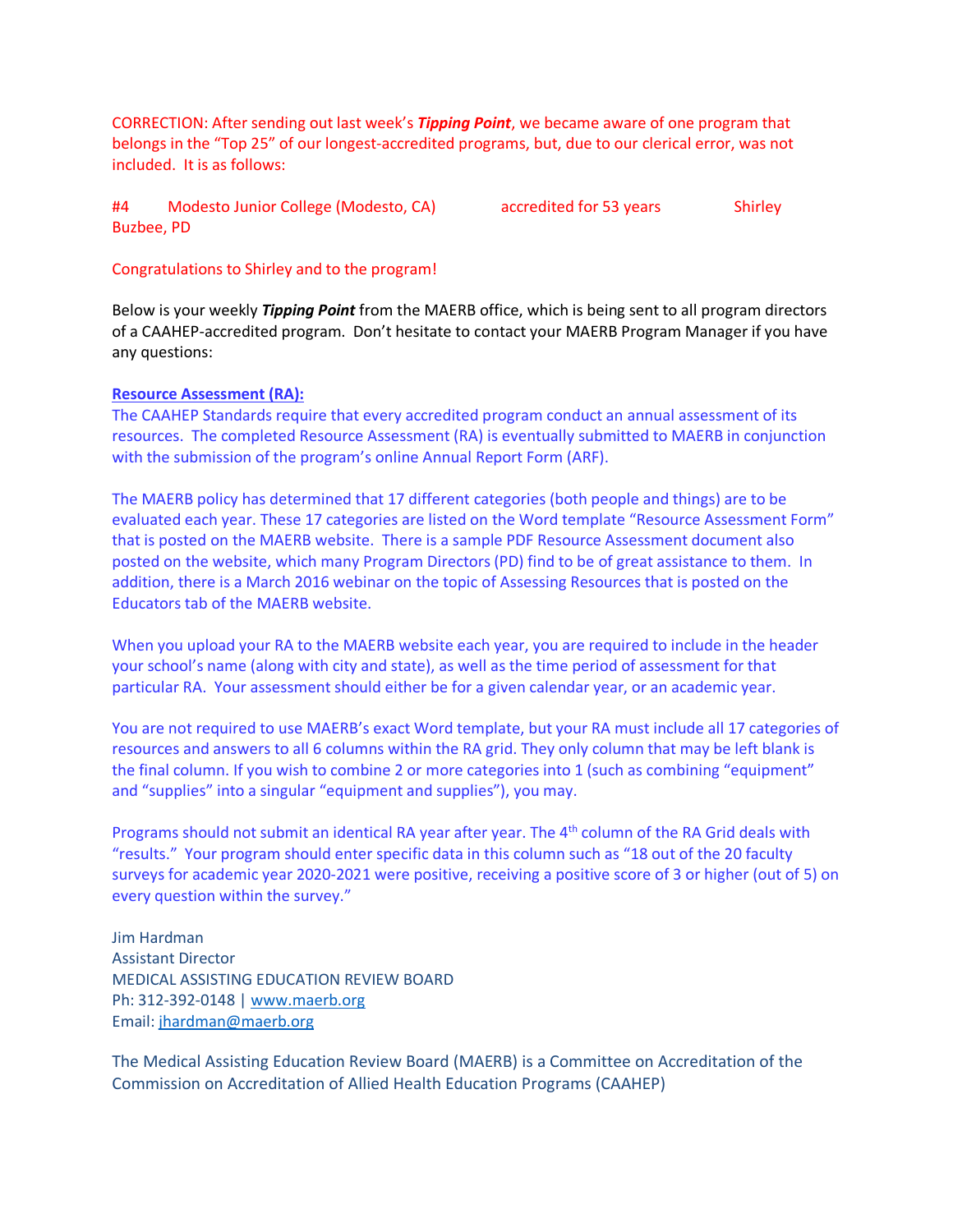CORRECTION: After sending out last week's ***Tipping Point***, we became aware of one program that belongs in the "Top 25" of our longest-accredited programs, but, due to our clerical error, was not included. It is as follows:

#4 Modesto Junior College (Modesto, CA) accredited for 53 years Shirley Buzbee, PD

Congratulations to Shirley and to the program!

Below is your weekly ***Tipping Point*** from the MAERB office, which is being sent to all program directors of a CAAHEP-accredited program. Don't hesitate to contact your MAERB Program Manager if you have any questions:

**Resource Assessment (RA):**

The CAAHEP Standards require that every accredited program conduct an annual assessment of its resources. The completed Resource Assessment (RA) is eventually submitted to MAERB in conjunction with the submission of the program's online Annual Report Form (ARF).

The MAERB policy has determined that 17 different categories (both people and things) are to be evaluated each year. These 17 categories are listed on the Word template "Resource Assessment Form" that is posted on the MAERB website. There is a sample PDF Resource Assessment document also posted on the website, which many Program Directors (PD) find to be of great assistance to them. In addition, there is a March 2016 webinar on the topic of Assessing Resources that is posted on the Educators tab of the MAERB website.

When you upload your RA to the MAERB website each year, you are required to include in the header your school's name (along with city and state), as well as the time period of assessment for that particular RA. Your assessment should either be for a given calendar year, or an academic year.

You are not required to use MAERB's exact Word template, but your RA must include all 17 categories of resources and answers to all 6 columns within the RA grid. They only column that may be left blank is the final column. If you wish to combine 2 or more categories into 1 (such as combining "equipment" and "supplies" into a singular "equipment and supplies"), you may.

Programs should not submit an identical RA year after year. The 4th column of the RA Grid deals with "results." Your program should enter specific data in this column such as "18 out of the 20 faculty surveys for academic year 2020-2021 were positive, receiving a positive score of 3 or higher (out of 5) on every question within the survey."

Jim Hardman
Assistant Director
MEDICAL ASSISTING EDUCATION REVIEW BOARD
Ph: 312-392-0148 | www.maerb.org
Email: jhardman@maerb.org

The Medical Assisting Education Review Board (MAERB) is a Committee on Accreditation of the Commission on Accreditation of Allied Health Education Programs (CAAHEP)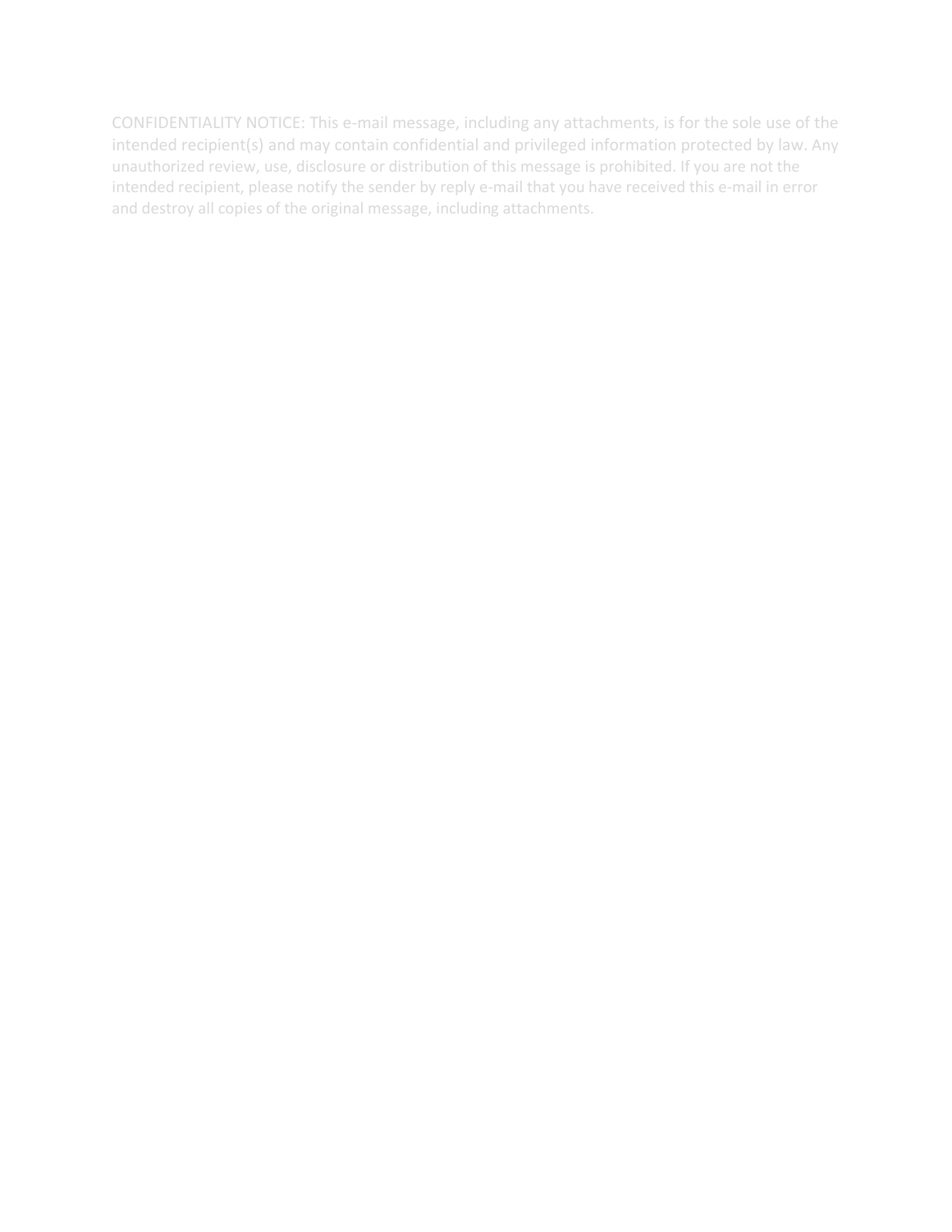CONFIDENTIALITY NOTICE: This e-mail message, including any attachments, is for the sole use of the intended recipient(s) and may contain confidential and privileged information protected by law. Any unauthorized review, use, disclosure or distribution of this message is prohibited. If you are not the intended recipient, please notify the sender by reply e-mail that you have received this e-mail in error and destroy all copies of the original message, including attachments.